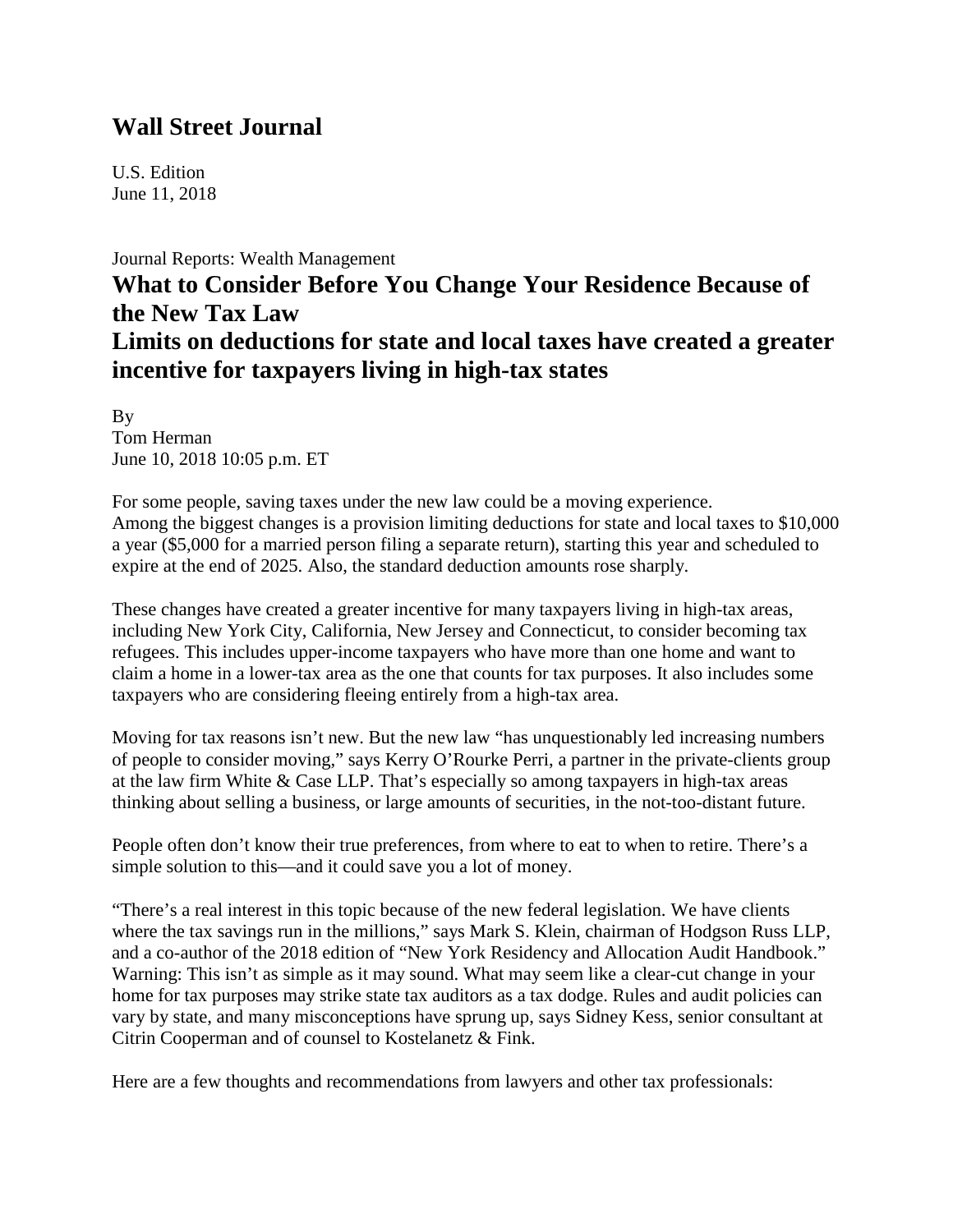## Wall Street Journal

U.S. Edition
June 11, 2018

Journal Reports: Wealth Management

# What to Consider Before You Change Your Residence Because of the New Tax Law

## Limits on deductions for state and local taxes have created a greater incentive for taxpayers living in high-tax states

By
Tom Herman
June 10, 2018 10:05 p.m. ET

For some people, saving taxes under the new law could be a moving experience.
Among the biggest changes is a provision limiting deductions for state and local taxes to $10,000 a year ($5,000 for a married person filing a separate return), starting this year and scheduled to expire at the end of 2025. Also, the standard deduction amounts rose sharply.

These changes have created a greater incentive for many taxpayers living in high-tax areas, including New York City, California, New Jersey and Connecticut, to consider becoming tax refugees. This includes upper-income taxpayers who have more than one home and want to claim a home in a lower-tax area as the one that counts for tax purposes. It also includes some taxpayers who are considering fleeing entirely from a high-tax area.

Moving for tax reasons isn't new. But the new law "has unquestionably led increasing numbers of people to consider moving," says Kerry O'Rourke Perri, a partner in the private-clients group at the law firm White & Case LLP. That's especially so among taxpayers in high-tax areas thinking about selling a business, or large amounts of securities, in the not-too-distant future.

People often don't know their true preferences, from where to eat to when to retire. There's a simple solution to this—and it could save you a lot of money.

"There's a real interest in this topic because of the new federal legislation. We have clients where the tax savings run in the millions," says Mark S. Klein, chairman of Hodgson Russ LLP, and a co-author of the 2018 edition of "New York Residency and Allocation Audit Handbook."
Warning: This isn't as simple as it may sound. What may seem like a clear-cut change in your home for tax purposes may strike state tax auditors as a tax dodge. Rules and audit policies can vary by state, and many misconceptions have sprung up, says Sidney Kess, senior consultant at Citrin Cooperman and of counsel to Kostelanetz & Fink.

Here are a few thoughts and recommendations from lawyers and other tax professionals: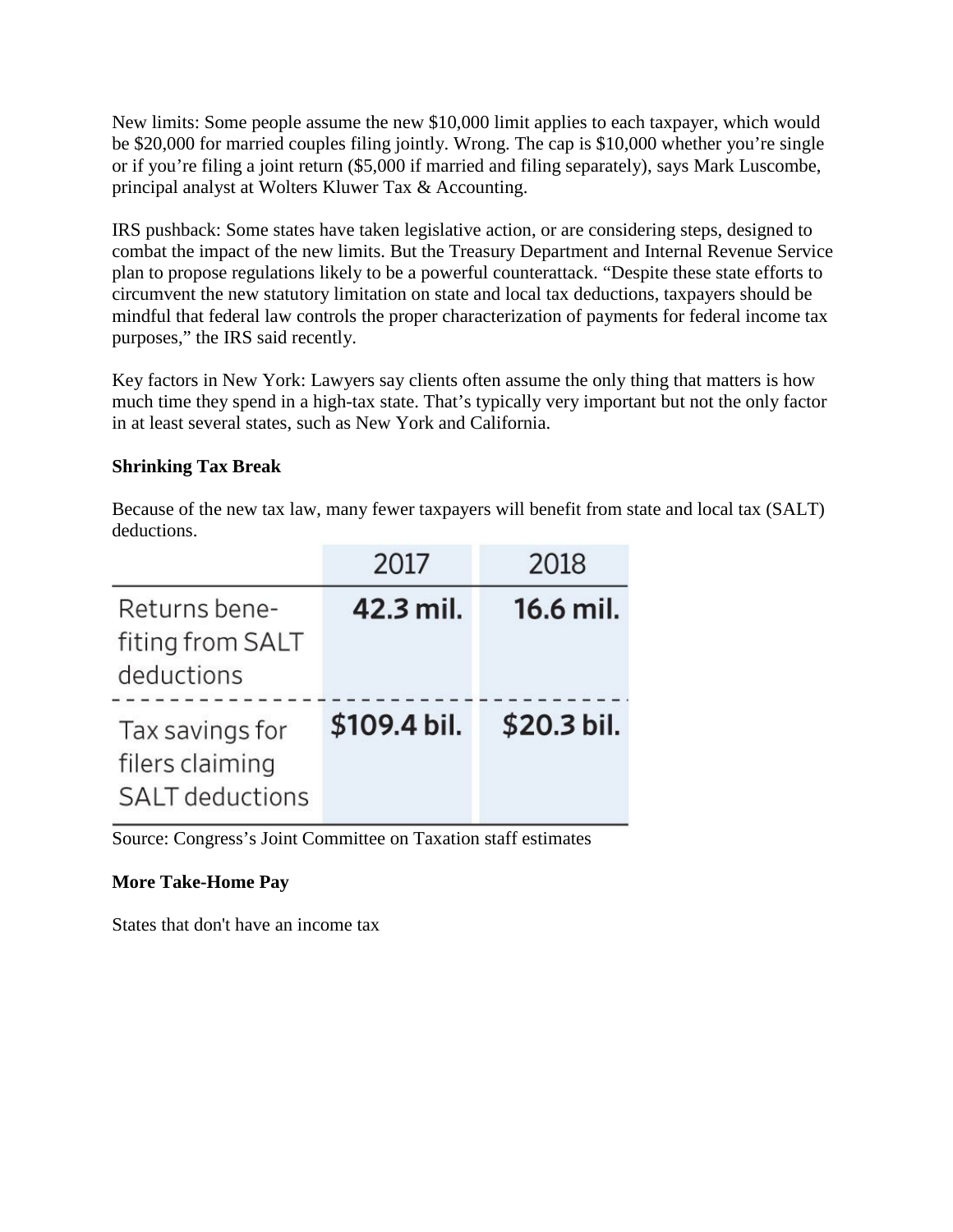New limits: Some people assume the new $10,000 limit applies to each taxpayer, which would be $20,000 for married couples filing jointly. Wrong. The cap is $10,000 whether you're single or if you're filing a joint return ($5,000 if married and filing separately), says Mark Luscombe, principal analyst at Wolters Kluwer Tax & Accounting.

IRS pushback: Some states have taken legislative action, or are considering steps, designed to combat the impact of the new limits. But the Treasury Department and Internal Revenue Service plan to propose regulations likely to be a powerful counterattack. "Despite these state efforts to circumvent the new statutory limitation on state and local tax deductions, taxpayers should be mindful that federal law controls the proper characterization of payments for federal income tax purposes," the IRS said recently.

Key factors in New York: Lawyers say clients often assume the only thing that matters is how much time they spend in a high-tax state. That's typically very important but not the only factor in at least several states, such as New York and California.

**Shrinking Tax Break**

Because of the new tax law, many fewer taxpayers will benefit from state and local tax (SALT) deductions.

| | 2017 | 2018 |
|---|---|---|
| Returns benefiting from SALT deductions | **42.3 mil.** | **16.6 mil.** |
| Tax savings for filers claiming SALT deductions | **$109.4 bil.** | **$20.3 bil.** |

Source: Congress's Joint Committee on Taxation staff estimates

**More Take-Home Pay**

States that don't have an income tax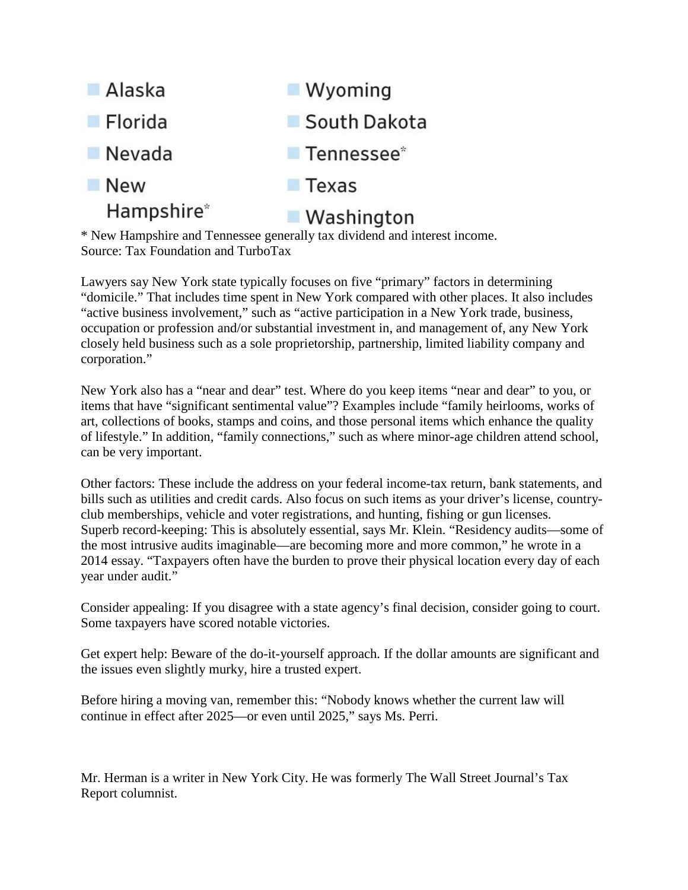- Alaska
- Florida
- Nevada
- New Hampshire*
- Wyoming
- South Dakota
- Tennessee*
- Texas
- Washington

* New Hampshire and Tennessee generally tax dividend and interest income.
Source: Tax Foundation and TurboTax

Lawyers say New York state typically focuses on five "primary" factors in determining "domicile." That includes time spent in New York compared with other places. It also includes "active business involvement," such as "active participation in a New York trade, business, occupation or profession and/or substantial investment in, and management of, any New York closely held business such as a sole proprietorship, partnership, limited liability company and corporation."

New York also has a "near and dear" test. Where do you keep items "near and dear" to you, or items that have "significant sentimental value"? Examples include "family heirlooms, works of art, collections of books, stamps and coins, and those personal items which enhance the quality of lifestyle." In addition, "family connections," such as where minor-age children attend school, can be very important.

Other factors: These include the address on your federal income-tax return, bank statements, and bills such as utilities and credit cards. Also focus on such items as your driver's license, country-club memberships, vehicle and voter registrations, and hunting, fishing or gun licenses.
Superb record-keeping: This is absolutely essential, says Mr. Klein. "Residency audits—some of the most intrusive audits imaginable—are becoming more and more common," he wrote in a 2014 essay. "Taxpayers often have the burden to prove their physical location every day of each year under audit."

Consider appealing: If you disagree with a state agency's final decision, consider going to court. Some taxpayers have scored notable victories.

Get expert help: Beware of the do-it-yourself approach. If the dollar amounts are significant and the issues even slightly murky, hire a trusted expert.

Before hiring a moving van, remember this: "Nobody knows whether the current law will continue in effect after 2025—or even until 2025," says Ms. Perri.

Mr. Herman is a writer in New York City. He was formerly The Wall Street Journal's Tax Report columnist.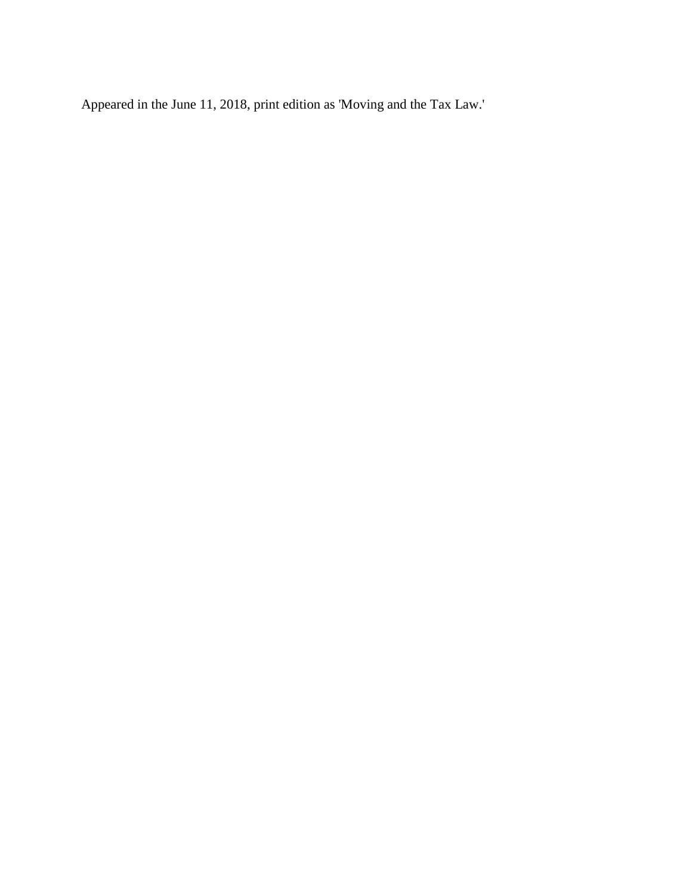Appeared in the June 11, 2018, print edition as 'Moving and the Tax Law.'